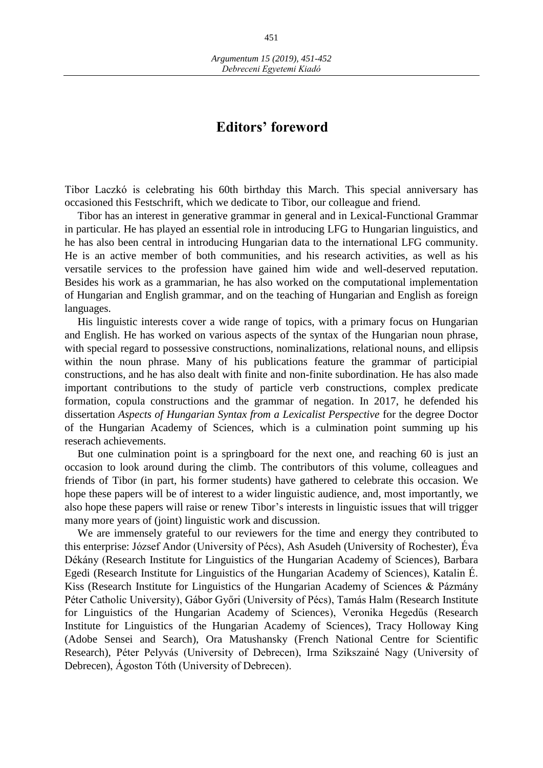# Editors' foreword

Tibor Laczkó is celebrating his 60th birthday this March. This special anniversary has occasioned this Festschrift, which we dedicate to Tibor, our colleague and friend.

Tibor has an interest in generative grammar in general and in Lexical-Functional Grammar in particular. He has played an essential role in introducing LFG to Hungarian linguistics, and he has also been central in introducing Hungarian data to the international LFG community. He is an active member of both communities, and his research activities, as well as his versatile services to the profession have gained him wide and well-deserved reputation. Besides his work as a grammarian, he has also worked on the computational implementation of Hungarian and English grammar, and on the teaching of Hungarian and English as foreign languages.

His linguistic interests cover a wide range of topics, with a primary focus on Hungarian and English. He has worked on various aspects of the syntax of the Hungarian noun phrase, with special regard to possessive constructions, nominalizations, relational nouns, and ellipsis within the noun phrase. Many of his publications feature the grammar of participial constructions, and he has also dealt with finite and non-finite subordination. He has also made important contributions to the study of particle verb constructions, complex predicate formation, copula constructions and the grammar of negation. In 2017, he defended his dissertation *Aspects of Hungarian Syntax from a Lexicalist Perspective* for the degree Doctor of the Hungarian Academy of Sciences, which is a culmination point summing up his reserach achievements.

But one culmination point is a springboard for the next one, and reaching 60 is just an occasion to look around during the climb. The contributors of this volume, colleagues and friends of Tibor (in part, his former students) have gathered to celebrate this occasion. We hope these papers will be of interest to a wider linguistic audience, and, most importantly, we also hope these papers will raise or renew Tibor's interests in linguistic issues that will trigger many more years of (joint) linguistic work and discussion.

We are immensely grateful to our reviewers for the time and energy they contributed to this enterprise: József Andor (University of Pécs), Ash Asudeh (University of Rochester), Éva Dékány (Research Institute for Linguistics of the Hungarian Academy of Sciences), Barbara Egedi (Research Institute for Linguistics of the Hungarian Academy of Sciences), Katalin É. Kiss (Research Institute for Linguistics of the Hungarian Academy of Sciences & Pázmány Péter Catholic University), Gábor Győri (University of Pécs), Tamás Halm (Research Institute for Linguistics of the Hungarian Academy of Sciences), Veronika Hegedűs (Research Institute for Linguistics of the Hungarian Academy of Sciences), Tracy Holloway King (Adobe Sensei and Search), Ora Matushansky (French National Centre for Scientific Research), Péter Pelyvás (University of Debrecen), Irma Szikszainé Nagy (University of Debrecen), Ágoston Tóth (University of Debrecen).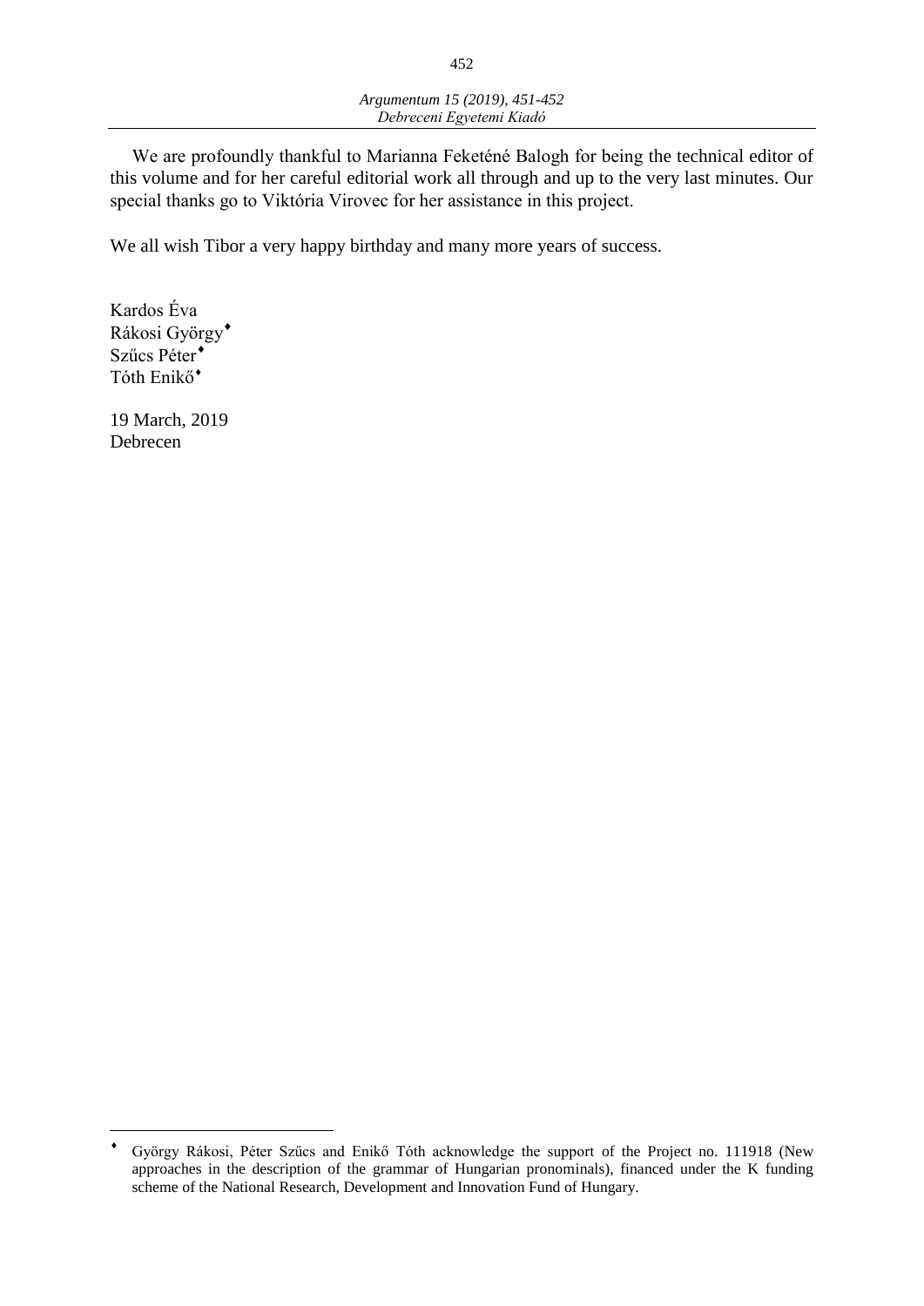We are profoundly thankful to Marianna Feketéné Balogh for being the technical editor of this volume and for her careful editorial work all through and up to the very last minutes. Our special thanks go to Viktória Virovec for her assistance in this project.

We all wish Tibor a very happy birthday and many more years of success.

Kardos Éva  
Rákosi György[♦]  
Szűcs Péter[♦]  
Tóth Enikő[♦]

19 March, 2019  
Debrecen

---

[♦] György Rákosi, Péter Szűcs and Enikő Tóth acknowledge the support of the Project no. 111918 (New approaches in the description of the grammar of Hungarian pronominals), financed under the K funding scheme of the National Research, Development and Innovation Fund of Hungary.